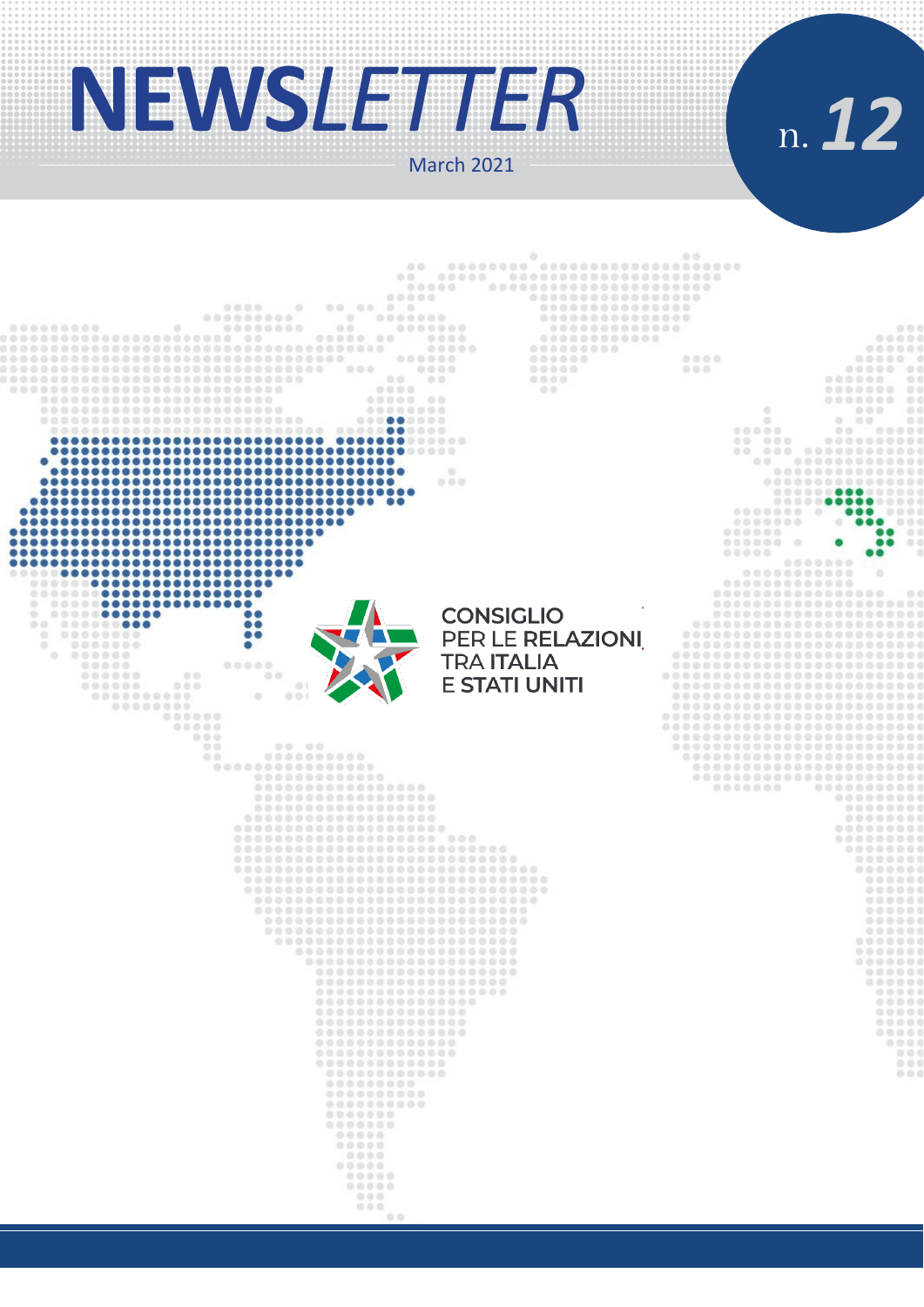# NEWSLETTER

March 2021

n. 12

CONSIGLIO PER LE RELAZIONI TRA ITALIA E STATI UNITI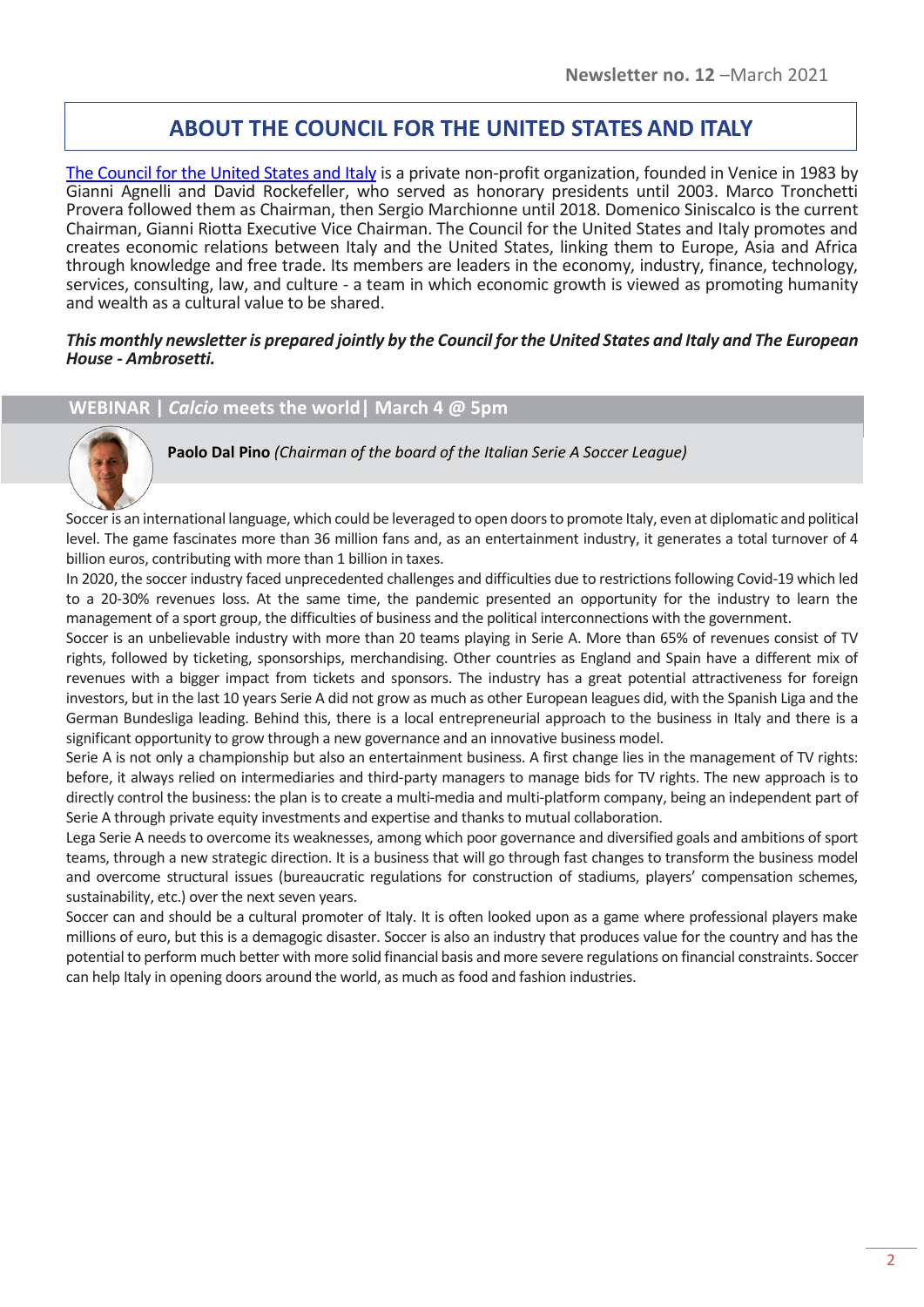## ABOUT THE COUNCIL FOR THE UNITED STATES AND ITALY

[The Council for the United States and Italy](#) is a private non-profit organization, founded in Venice in 1983 by Gianni Agnelli and David Rockefeller, who served as honorary presidents until 2003. Marco Tronchetti Provera followed them as Chairman, then Sergio Marchionne until 2018. Domenico Siniscalco is the current Chairman, Gianni Riotta Executive Vice Chairman. The Council for the United States and Italy promotes and creates economic relations between Italy and the United States, linking them to Europe, Asia and Africa through knowledge and free trade. Its members are leaders in the economy, industry, finance, technology, services, consulting, law, and culture - a team in which economic growth is viewed as promoting humanity and wealth as a cultural value to be shared.

***This monthly newsletter is prepared jointly by the Council for the United States and Italy and The European House - Ambrosetti.***

### WEBINAR | *Calcio* meets the world | March 4 @ 5pm

**Paolo Dal Pino** *(Chairman of the board of the Italian Serie A Soccer League)*

Soccer is an international language, which could be leveraged to open doors to promote Italy, even at diplomatic and political level. The game fascinates more than 36 million fans and, as an entertainment industry, it generates a total turnover of 4 billion euros, contributing with more than 1 billion in taxes.

In 2020, the soccer industry faced unprecedented challenges and difficulties due to restrictions following Covid-19 which led to a 20-30% revenues loss. At the same time, the pandemic presented an opportunity for the industry to learn the management of a sport group, the difficulties of business and the political interconnections with the government.

Soccer is an unbelievable industry with more than 20 teams playing in Serie A. More than 65% of revenues consist of TV rights, followed by ticketing, sponsorships, merchandising. Other countries as England and Spain have a different mix of revenues with a bigger impact from tickets and sponsors. The industry has a great potential attractiveness for foreign investors, but in the last 10 years Serie A did not grow as much as other European leagues did, with the Spanish Liga and the German Bundesliga leading. Behind this, there is a local entrepreneurial approach to the business in Italy and there is a significant opportunity to grow through a new governance and an innovative business model.

Serie A is not only a championship but also an entertainment business. A first change lies in the management of TV rights: before, it always relied on intermediaries and third-party managers to manage bids for TV rights. The new approach is to directly control the business: the plan is to create a multi-media and multi-platform company, being an independent part of Serie A through private equity investments and expertise and thanks to mutual collaboration.

Lega Serie A needs to overcome its weaknesses, among which poor governance and diversified goals and ambitions of sport teams, through a new strategic direction. It is a business that will go through fast changes to transform the business model and overcome structural issues (bureaucratic regulations for construction of stadiums, players' compensation schemes, sustainability, etc.) over the next seven years.

Soccer can and should be a cultural promoter of Italy. It is often looked upon as a game where professional players make millions of euro, but this is a demagogic disaster. Soccer is also an industry that produces value for the country and has the potential to perform much better with more solid financial basis and more severe regulations on financial constraints. Soccer can help Italy in opening doors around the world, as much as food and fashion industries.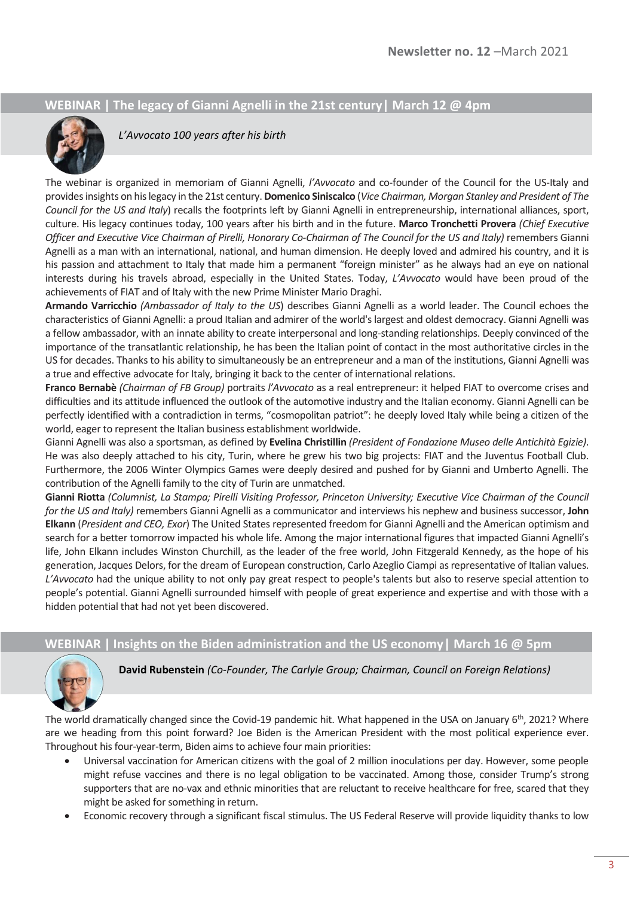## WEBINAR | The legacy of Gianni Agnelli in the 21st century| March 12 @ 4pm

*L'Avvocato 100 years after his birth*

The webinar is organized in memoriam of Gianni Agnelli, *l'Avvocato* and co-founder of the Council for the US-Italy and provides insights on his legacy in the 21st century. **Domenico Siniscalco** (*Vice Chairman, Morgan Stanley and President of The Council for the US and Italy*) recalls the footprints left by Gianni Agnelli in entrepreneurship, international alliances, sport, culture. His legacy continues today, 100 years after his birth and in the future. **Marco Tronchetti Provera** *(Chief Executive Officer and Executive Vice Chairman of Pirelli, Honorary Co-Chairman of The Council for the US and Italy)* remembers Gianni Agnelli as a man with an international, national, and human dimension. He deeply loved and admired his country, and it is his passion and attachment to Italy that made him a permanent "foreign minister" as he always had an eye on national interests during his travels abroad, especially in the United States. Today, *L'Avvocato* would have been proud of the achievements of FIAT and of Italy with the new Prime Minister Mario Draghi.

**Armando Varricchio** *(Ambassador of Italy to the US*) describes Gianni Agnelli as a world leader. The Council echoes the characteristics of Gianni Agnelli: a proud Italian and admirer of the world's largest and oldest democracy. Gianni Agnelli was a fellow ambassador, with an innate ability to create interpersonal and long-standing relationships. Deeply convinced of the importance of the transatlantic relationship, he has been the Italian point of contact in the most authoritative circles in the US for decades. Thanks to his ability to simultaneously be an entrepreneur and a man of the institutions, Gianni Agnelli was a true and effective advocate for Italy, bringing it back to the center of international relations.

**Franco Bernabè** *(Chairman of FB Group)* portraits *l'Avvocato* as a real entrepreneur: it helped FIAT to overcome crises and difficulties and its attitude influenced the outlook of the automotive industry and the Italian economy. Gianni Agnelli can be perfectly identified with a contradiction in terms, "cosmopolitan patriot": he deeply loved Italy while being a citizen of the world, eager to represent the Italian business establishment worldwide.

Gianni Agnelli was also a sportsman, as defined by **Evelina Christillin** *(President of Fondazione Museo delle Antichità Egizie)*. He was also deeply attached to his city, Turin, where he grew his two big projects: FIAT and the Juventus Football Club. Furthermore, the 2006 Winter Olympics Games were deeply desired and pushed for by Gianni and Umberto Agnelli. The contribution of the Agnelli family to the city of Turin are unmatched.

**Gianni Riotta** *(Columnist, La Stampa; Pirelli Visiting Professor, Princeton University; Executive Vice Chairman of the Council for the US and Italy)* remembers Gianni Agnelli as a communicator and interviews his nephew and business successor, **John Elkann** (*President and CEO, Exor*) The United States represented freedom for Gianni Agnelli and the American optimism and search for a better tomorrow impacted his whole life. Among the major international figures that impacted Gianni Agnelli's life, John Elkann includes Winston Churchill, as the leader of the free world, John Fitzgerald Kennedy, as the hope of his generation, Jacques Delors, for the dream of European construction, Carlo Azeglio Ciampi as representative of Italian values. *L'Avvocato* had the unique ability to not only pay great respect to people's talents but also to reserve special attention to people's potential. Gianni Agnelli surrounded himself with people of great experience and expertise and with those with a hidden potential that had not yet been discovered.

## WEBINAR | Insights on the Biden administration and the US economy| March 16 @ 5pm

**David Rubenstein** *(Co-Founder, The Carlyle Group; Chairman, Council on Foreign Relations)*

The world dramatically changed since the Covid-19 pandemic hit. What happened in the USA on January 6th, 2021? Where are we heading from this point forward? Joe Biden is the American President with the most political experience ever. Throughout his four-year-term, Biden aims to achieve four main priorities:

- Universal vaccination for American citizens with the goal of 2 million inoculations per day. However, some people might refuse vaccines and there is no legal obligation to be vaccinated. Among those, consider Trump's strong supporters that are no-vax and ethnic minorities that are reluctant to receive healthcare for free, scared that they might be asked for something in return.
- Economic recovery through a significant fiscal stimulus. The US Federal Reserve will provide liquidity thanks to low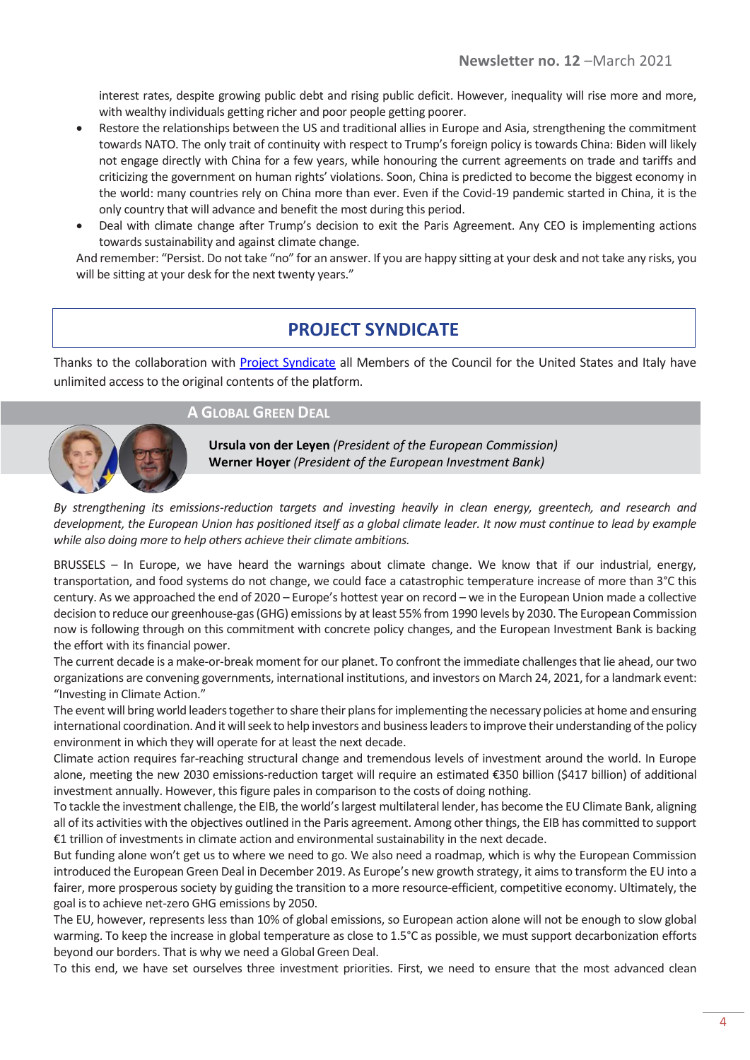interest rates, despite growing public debt and rising public deficit. However, inequality will rise more and more, with wealthy individuals getting richer and poor people getting poorer.

- Restore the relationships between the US and traditional allies in Europe and Asia, strengthening the commitment towards NATO. The only trait of continuity with respect to Trump's foreign policy is towards China: Biden will likely not engage directly with China for a few years, while honouring the current agreements on trade and tariffs and criticizing the government on human rights' violations. Soon, China is predicted to become the biggest economy in the world: many countries rely on China more than ever. Even if the Covid-19 pandemic started in China, it is the only country that will advance and benefit the most during this period.
- Deal with climate change after Trump's decision to exit the Paris Agreement. Any CEO is implementing actions towards sustainability and against climate change.

And remember: "Persist. Do not take "no" for an answer. If you are happy sitting at your desk and not take any risks, you will be sitting at your desk for the next twenty years."

## PROJECT SYNDICATE

Thanks to the collaboration with [Project Syndicate]() all Members of the Council for the United States and Italy have unlimited access to the original contents of the platform.

### A GLOBAL GREEN DEAL

**Ursula von der Leyen** *(President of the European Commission)*
**Werner Hoyer** *(President of the European Investment Bank)*

*By strengthening its emissions-reduction targets and investing heavily in clean energy, greentech, and research and development, the European Union has positioned itself as a global climate leader. It now must continue to lead by example while also doing more to help others achieve their climate ambitions.*

BRUSSELS – In Europe, we have heard the warnings about climate change. We know that if our industrial, energy, transportation, and food systems do not change, we could face a catastrophic temperature increase of more than 3°C this century. As we approached the end of 2020 – Europe's hottest year on record – we in the European Union made a collective decision to reduce our greenhouse-gas (GHG) emissions by at least 55% from 1990 levels by 2030. The European Commission now is following through on this commitment with concrete policy changes, and the European Investment Bank is backing the effort with its financial power.

The current decade is a make-or-break moment for our planet. To confront the immediate challenges that lie ahead, our two organizations are convening governments, international institutions, and investors on March 24, 2021, for a landmark event: "Investing in Climate Action."

The event will bring world leaders together to share their plans for implementing the necessary policies at home and ensuring international coordination. And it will seek to help investors and business leaders to improve their understanding of the policy environment in which they will operate for at least the next decade.

Climate action requires far-reaching structural change and tremendous levels of investment around the world. In Europe alone, meeting the new 2030 emissions-reduction target will require an estimated €350 billion ($417 billion) of additional investment annually. However, this figure pales in comparison to the costs of doing nothing.

To tackle the investment challenge, the EIB, the world's largest multilateral lender, has become the EU Climate Bank, aligning all of its activities with the objectives outlined in the Paris agreement. Among other things, the EIB has committed to support €1 trillion of investments in climate action and environmental sustainability in the next decade.

But funding alone won't get us to where we need to go. We also need a roadmap, which is why the European Commission introduced the European Green Deal in December 2019. As Europe's new growth strategy, it aims to transform the EU into a fairer, more prosperous society by guiding the transition to a more resource-efficient, competitive economy. Ultimately, the goal is to achieve net-zero GHG emissions by 2050.

The EU, however, represents less than 10% of global emissions, so European action alone will not be enough to slow global warming. To keep the increase in global temperature as close to 1.5°C as possible, we must support decarbonization efforts beyond our borders. That is why we need a Global Green Deal.

To this end, we have set ourselves three investment priorities. First, we need to ensure that the most advanced clean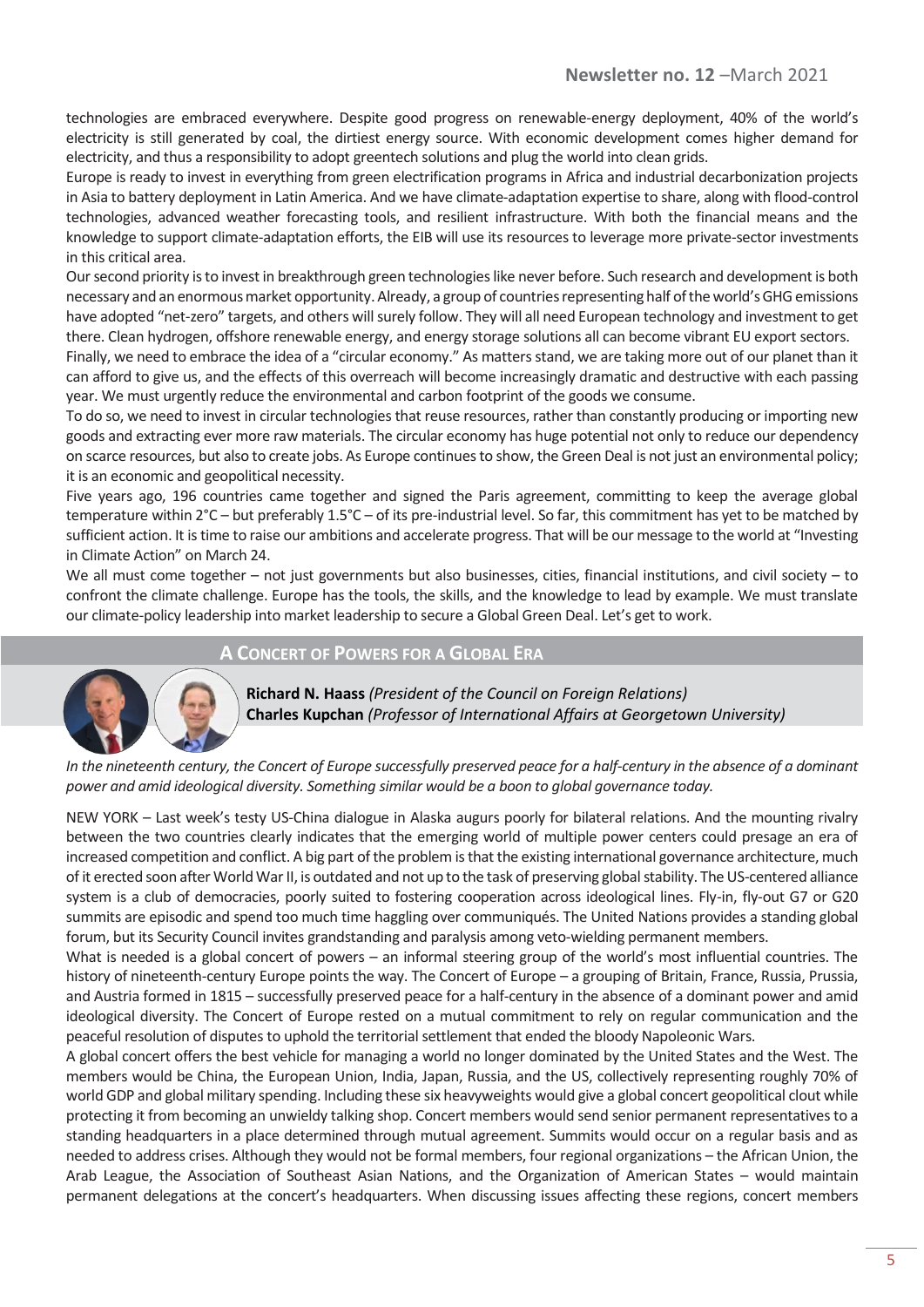technologies are embraced everywhere. Despite good progress on renewable-energy deployment, 40% of the world's electricity is still generated by coal, the dirtiest energy source. With economic development comes higher demand for electricity, and thus a responsibility to adopt greentech solutions and plug the world into clean grids.

Europe is ready to invest in everything from green electrification programs in Africa and industrial decarbonization projects in Asia to battery deployment in Latin America. And we have climate-adaptation expertise to share, along with flood-control technologies, advanced weather forecasting tools, and resilient infrastructure. With both the financial means and the knowledge to support climate-adaptation efforts, the EIB will use its resources to leverage more private-sector investments in this critical area.

Our second priority is to invest in breakthrough green technologies like never before. Such research and development is both necessary and an enormous market opportunity. Already, a group of countries representing half of the world's GHG emissions have adopted "net-zero" targets, and others will surely follow. They will all need European technology and investment to get there. Clean hydrogen, offshore renewable energy, and energy storage solutions all can become vibrant EU export sectors.

Finally, we need to embrace the idea of a "circular economy." As matters stand, we are taking more out of our planet than it can afford to give us, and the effects of this overreach will become increasingly dramatic and destructive with each passing year. We must urgently reduce the environmental and carbon footprint of the goods we consume.

To do so, we need to invest in circular technologies that reuse resources, rather than constantly producing or importing new goods and extracting ever more raw materials. The circular economy has huge potential not only to reduce our dependency on scarce resources, but also to create jobs. As Europe continues to show, the Green Deal is not just an environmental policy; it is an economic and geopolitical necessity.

Five years ago, 196 countries came together and signed the Paris agreement, committing to keep the average global temperature within 2°C – but preferably 1.5°C – of its pre-industrial level. So far, this commitment has yet to be matched by sufficient action. It is time to raise our ambitions and accelerate progress. That will be our message to the world at "Investing in Climate Action" on March 24.

We all must come together – not just governments but also businesses, cities, financial institutions, and civil society – to confront the climate challenge. Europe has the tools, the skills, and the knowledge to lead by example. We must translate our climate-policy leadership into market leadership to secure a Global Green Deal. Let's get to work.

## A Concert of Powers for a Global Era

**Richard N. Haass** *(President of the Council on Foreign Relations)*
**Charles Kupchan** *(Professor of International Affairs at Georgetown University)*

*In the nineteenth century, the Concert of Europe successfully preserved peace for a half-century in the absence of a dominant power and amid ideological diversity. Something similar would be a boon to global governance today.*

NEW YORK – Last week's testy US-China dialogue in Alaska augurs poorly for bilateral relations. And the mounting rivalry between the two countries clearly indicates that the emerging world of multiple power centers could presage an era of increased competition and conflict. A big part of the problem is that the existing international governance architecture, much of it erected soon after World War II, is outdated and not up to the task of preserving global stability. The US-centered alliance system is a club of democracies, poorly suited to fostering cooperation across ideological lines. Fly-in, fly-out G7 or G20 summits are episodic and spend too much time haggling over communiqués. The United Nations provides a standing global forum, but its Security Council invites grandstanding and paralysis among veto-wielding permanent members.

What is needed is a global concert of powers – an informal steering group of the world's most influential countries. The history of nineteenth-century Europe points the way. The Concert of Europe – a grouping of Britain, France, Russia, Prussia, and Austria formed in 1815 – successfully preserved peace for a half-century in the absence of a dominant power and amid ideological diversity. The Concert of Europe rested on a mutual commitment to rely on regular communication and the peaceful resolution of disputes to uphold the territorial settlement that ended the bloody Napoleonic Wars.

A global concert offers the best vehicle for managing a world no longer dominated by the United States and the West. The members would be China, the European Union, India, Japan, Russia, and the US, collectively representing roughly 70% of world GDP and global military spending. Including these six heavyweights would give a global concert geopolitical clout while protecting it from becoming an unwieldy talking shop. Concert members would send senior permanent representatives to a standing headquarters in a place determined through mutual agreement. Summits would occur on a regular basis and as needed to address crises. Although they would not be formal members, four regional organizations – the African Union, the Arab League, the Association of Southeast Asian Nations, and the Organization of American States – would maintain permanent delegations at the concert's headquarters. When discussing issues affecting these regions, concert members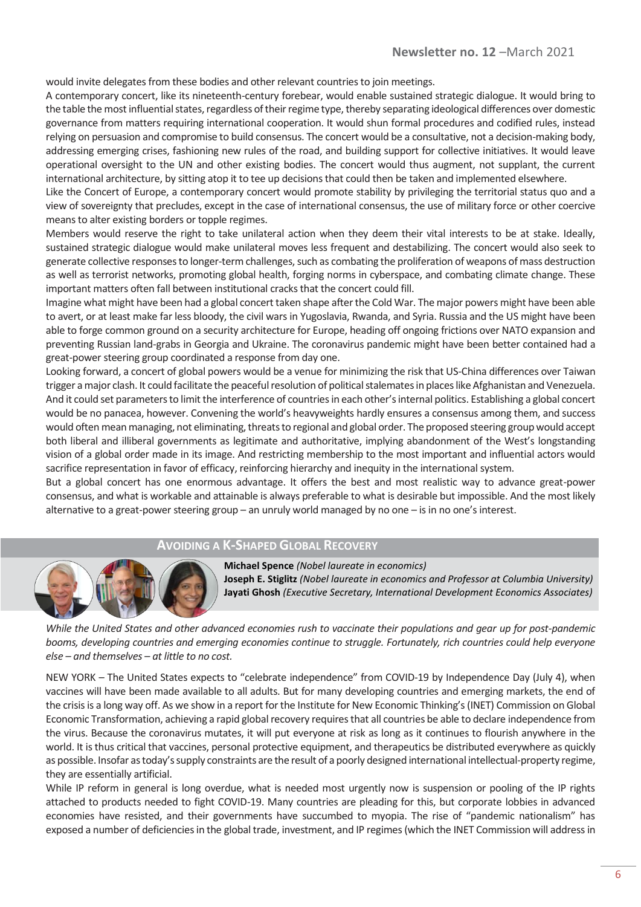would invite delegates from these bodies and other relevant countries to join meetings.

A contemporary concert, like its nineteenth-century forebear, would enable sustained strategic dialogue. It would bring to the table the most influential states, regardless of their regime type, thereby separating ideological differences over domestic governance from matters requiring international cooperation. It would shun formal procedures and codified rules, instead relying on persuasion and compromise to build consensus. The concert would be a consultative, not a decision-making body, addressing emerging crises, fashioning new rules of the road, and building support for collective initiatives. It would leave operational oversight to the UN and other existing bodies. The concert would thus augment, not supplant, the current international architecture, by sitting atop it to tee up decisions that could then be taken and implemented elsewhere.

Like the Concert of Europe, a contemporary concert would promote stability by privileging the territorial status quo and a view of sovereignty that precludes, except in the case of international consensus, the use of military force or other coercive means to alter existing borders or topple regimes.

Members would reserve the right to take unilateral action when they deem their vital interests to be at stake. Ideally, sustained strategic dialogue would make unilateral moves less frequent and destabilizing. The concert would also seek to generate collective responses to longer-term challenges, such as combating the proliferation of weapons of mass destruction as well as terrorist networks, promoting global health, forging norms in cyberspace, and combating climate change. These important matters often fall between institutional cracks that the concert could fill.

Imagine what might have been had a global concert taken shape after the Cold War. The major powers might have been able to avert, or at least make far less bloody, the civil wars in Yugoslavia, Rwanda, and Syria. Russia and the US might have been able to forge common ground on a security architecture for Europe, heading off ongoing frictions over NATO expansion and preventing Russian land-grabs in Georgia and Ukraine. The coronavirus pandemic might have been better contained had a great-power steering group coordinated a response from day one.

Looking forward, a concert of global powers would be a venue for minimizing the risk that US-China differences over Taiwan trigger a major clash. It could facilitate the peaceful resolution of political stalemates in places like Afghanistan and Venezuela. And it could set parameters to limit the interference of countries in each other's internal politics. Establishing a global concert would be no panacea, however. Convening the world's heavyweights hardly ensures a consensus among them, and success would often mean managing, not eliminating, threats to regional and global order. The proposed steering group would accept both liberal and illiberal governments as legitimate and authoritative, implying abandonment of the West's longstanding vision of a global order made in its image. And restricting membership to the most important and influential actors would sacrifice representation in favor of efficacy, reinforcing hierarchy and inequity in the international system.

But a global concert has one enormous advantage. It offers the best and most realistic way to advance great-power consensus, and what is workable and attainable is always preferable to what is desirable but impossible. And the most likely alternative to a great-power steering group – an unruly world managed by no one – is in no one's interest.

## AVOIDING A K-SHAPED GLOBAL RECOVERY

**Michael Spence** *(Nobel laureate in economics)*
**Joseph E. Stiglitz** *(Nobel laureate in economics and Professor at Columbia University)*
**Jayati Ghosh** *(Executive Secretary, International Development Economics Associates)*

*While the United States and other advanced economies rush to vaccinate their populations and gear up for post-pandemic booms, developing countries and emerging economies continue to struggle. Fortunately, rich countries could help everyone else – and themselves – at little to no cost.*

NEW YORK – The United States expects to "celebrate independence" from COVID-19 by Independence Day (July 4), when vaccines will have been made available to all adults. But for many developing countries and emerging markets, the end of the crisis is a long way off. As we show in a report for the Institute for New Economic Thinking's (INET) Commission on Global Economic Transformation, achieving a rapid global recovery requires that all countries be able to declare independence from the virus. Because the coronavirus mutates, it will put everyone at risk as long as it continues to flourish anywhere in the world. It is thus critical that vaccines, personal protective equipment, and therapeutics be distributed everywhere as quickly as possible. Insofar as today's supply constraints are the result of a poorly designed international intellectual-property regime, they are essentially artificial.

While IP reform in general is long overdue, what is needed most urgently now is suspension or pooling of the IP rights attached to products needed to fight COVID-19. Many countries are pleading for this, but corporate lobbies in advanced economies have resisted, and their governments have succumbed to myopia. The rise of "pandemic nationalism" has exposed a number of deficiencies in the global trade, investment, and IP regimes (which the INET Commission will address in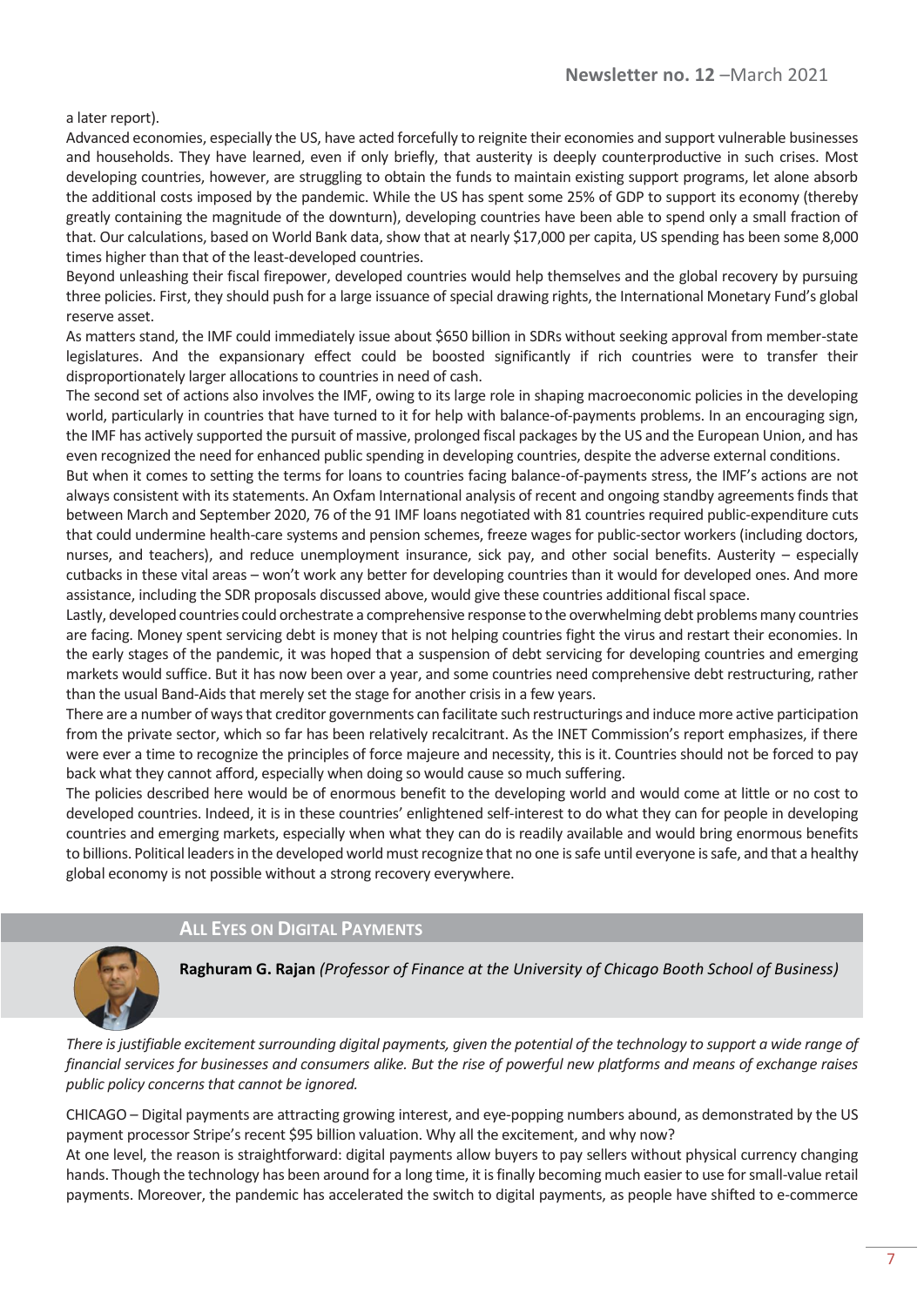a later report).

Advanced economies, especially the US, have acted forcefully to reignite their economies and support vulnerable businesses and households. They have learned, even if only briefly, that austerity is deeply counterproductive in such crises. Most developing countries, however, are struggling to obtain the funds to maintain existing support programs, let alone absorb the additional costs imposed by the pandemic. While the US has spent some 25% of GDP to support its economy (thereby greatly containing the magnitude of the downturn), developing countries have been able to spend only a small fraction of that. Our calculations, based on World Bank data, show that at nearly $17,000 per capita, US spending has been some 8,000 times higher than that of the least-developed countries.

Beyond unleashing their fiscal firepower, developed countries would help themselves and the global recovery by pursuing three policies. First, they should push for a large issuance of special drawing rights, the International Monetary Fund's global reserve asset.

As matters stand, the IMF could immediately issue about $650 billion in SDRs without seeking approval from member-state legislatures. And the expansionary effect could be boosted significantly if rich countries were to transfer their disproportionately larger allocations to countries in need of cash.

The second set of actions also involves the IMF, owing to its large role in shaping macroeconomic policies in the developing world, particularly in countries that have turned to it for help with balance-of-payments problems. In an encouraging sign, the IMF has actively supported the pursuit of massive, prolonged fiscal packages by the US and the European Union, and has even recognized the need for enhanced public spending in developing countries, despite the adverse external conditions.

But when it comes to setting the terms for loans to countries facing balance-of-payments stress, the IMF's actions are not always consistent with its statements. An Oxfam International analysis of recent and ongoing standby agreements finds that between March and September 2020, 76 of the 91 IMF loans negotiated with 81 countries required public-expenditure cuts that could undermine health-care systems and pension schemes, freeze wages for public-sector workers (including doctors, nurses, and teachers), and reduce unemployment insurance, sick pay, and other social benefits. Austerity – especially cutbacks in these vital areas – won't work any better for developing countries than it would for developed ones. And more assistance, including the SDR proposals discussed above, would give these countries additional fiscal space.

Lastly, developed countries could orchestrate a comprehensive response to the overwhelming debt problems many countries are facing. Money spent servicing debt is money that is not helping countries fight the virus and restart their economies. In the early stages of the pandemic, it was hoped that a suspension of debt servicing for developing countries and emerging markets would suffice. But it has now been over a year, and some countries need comprehensive debt restructuring, rather than the usual Band-Aids that merely set the stage for another crisis in a few years.

There are a number of ways that creditor governments can facilitate such restructurings and induce more active participation from the private sector, which so far has been relatively recalcitrant. As the INET Commission's report emphasizes, if there were ever a time to recognize the principles of force majeure and necessity, this is it. Countries should not be forced to pay back what they cannot afford, especially when doing so would cause so much suffering.

The policies described here would be of enormous benefit to the developing world and would come at little or no cost to developed countries. Indeed, it is in these countries' enlightened self-interest to do what they can for people in developing countries and emerging markets, especially when what they can do is readily available and would bring enormous benefits to billions. Political leaders in the developed world must recognize that no one is safe until everyone is safe, and that a healthy global economy is not possible without a strong recovery everywhere.

## All Eyes on Digital Payments

**Raghuram G. Rajan** *(Professor of Finance at the University of Chicago Booth School of Business)*

*There is justifiable excitement surrounding digital payments, given the potential of the technology to support a wide range of financial services for businesses and consumers alike. But the rise of powerful new platforms and means of exchange raises public policy concerns that cannot be ignored.*

CHICAGO – Digital payments are attracting growing interest, and eye-popping numbers abound, as demonstrated by the US payment processor Stripe's recent $95 billion valuation. Why all the excitement, and why now?

At one level, the reason is straightforward: digital payments allow buyers to pay sellers without physical currency changing hands. Though the technology has been around for a long time, it is finally becoming much easier to use for small-value retail payments. Moreover, the pandemic has accelerated the switch to digital payments, as people have shifted to e-commerce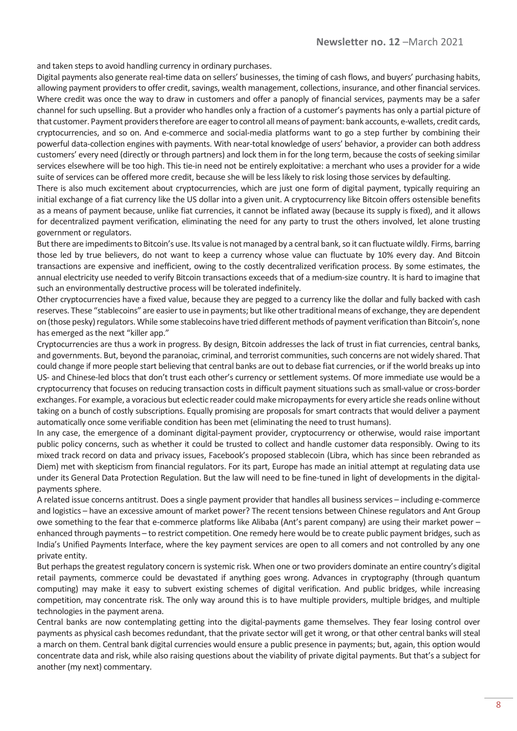and taken steps to avoid handling currency in ordinary purchases.

Digital payments also generate real-time data on sellers' businesses, the timing of cash flows, and buyers' purchasing habits, allowing payment providers to offer credit, savings, wealth management, collections, insurance, and other financial services. Where credit was once the way to draw in customers and offer a panoply of financial services, payments may be a safer channel for such upselling. But a provider who handles only a fraction of a customer's payments has only a partial picture of that customer. Payment providers therefore are eager to control all means of payment: bank accounts, e-wallets, credit cards, cryptocurrencies, and so on. And e-commerce and social-media platforms want to go a step further by combining their powerful data-collection engines with payments. With near-total knowledge of users' behavior, a provider can both address customers' every need (directly or through partners) and lock them in for the long term, because the costs of seeking similar services elsewhere will be too high. This tie-in need not be entirely exploitative: a merchant who uses a provider for a wide suite of services can be offered more credit, because she will be less likely to risk losing those services by defaulting.

There is also much excitement about cryptocurrencies, which are just one form of digital payment, typically requiring an initial exchange of a fiat currency like the US dollar into a given unit. A cryptocurrency like Bitcoin offers ostensible benefits as a means of payment because, unlike fiat currencies, it cannot be inflated away (because its supply is fixed), and it allows for decentralized payment verification, eliminating the need for any party to trust the others involved, let alone trusting government or regulators.

But there are impediments to Bitcoin's use. Its value is not managed by a central bank, so it can fluctuate wildly. Firms, barring those led by true believers, do not want to keep a currency whose value can fluctuate by 10% every day. And Bitcoin transactions are expensive and inefficient, owing to the costly decentralized verification process. By some estimates, the annual electricity use needed to verify Bitcoin transactions exceeds that of a medium-size country. It is hard to imagine that such an environmentally destructive process will be tolerated indefinitely.

Other cryptocurrencies have a fixed value, because they are pegged to a currency like the dollar and fully backed with cash reserves. These "stablecoins" are easier to use in payments; but like other traditional means of exchange, they are dependent on (those pesky) regulators. While some stablecoins have tried different methods of payment verification than Bitcoin's, none has emerged as the next "killer app."

Cryptocurrencies are thus a work in progress. By design, Bitcoin addresses the lack of trust in fiat currencies, central banks, and governments. But, beyond the paranoiac, criminal, and terrorist communities, such concerns are not widely shared. That could change if more people start believing that central banks are out to debase fiat currencies, or if the world breaks up into US- and Chinese-led blocs that don't trust each other's currency or settlement systems. Of more immediate use would be a cryptocurrency that focuses on reducing transaction costs in difficult payment situations such as small-value or cross-border exchanges. For example, a voracious but eclectic reader could make micropayments for every article she reads online without taking on a bunch of costly subscriptions. Equally promising are proposals for smart contracts that would deliver a payment automatically once some verifiable condition has been met (eliminating the need to trust humans).

In any case, the emergence of a dominant digital-payment provider, cryptocurrency or otherwise, would raise important public policy concerns, such as whether it could be trusted to collect and handle customer data responsibly. Owing to its mixed track record on data and privacy issues, Facebook's proposed stablecoin (Libra, which has since been rebranded as Diem) met with skepticism from financial regulators. For its part, Europe has made an initial attempt at regulating data use under its General Data Protection Regulation. But the law will need to be fine-tuned in light of developments in the digital-payments sphere.

A related issue concerns antitrust. Does a single payment provider that handles all business services – including e-commerce and logistics – have an excessive amount of market power? The recent tensions between Chinese regulators and Ant Group owe something to the fear that e-commerce platforms like Alibaba (Ant's parent company) are using their market power – enhanced through payments – to restrict competition. One remedy here would be to create public payment bridges, such as India's Unified Payments Interface, where the key payment services are open to all comers and not controlled by any one private entity.

But perhaps the greatest regulatory concern is systemic risk. When one or two providers dominate an entire country's digital retail payments, commerce could be devastated if anything goes wrong. Advances in cryptography (through quantum computing) may make it easy to subvert existing schemes of digital verification. And public bridges, while increasing competition, may concentrate risk. The only way around this is to have multiple providers, multiple bridges, and multiple technologies in the payment arena.

Central banks are now contemplating getting into the digital-payments game themselves. They fear losing control over payments as physical cash becomes redundant, that the private sector will get it wrong, or that other central banks will steal a march on them. Central bank digital currencies would ensure a public presence in payments; but, again, this option would concentrate data and risk, while also raising questions about the viability of private digital payments. But that's a subject for another (my next) commentary.